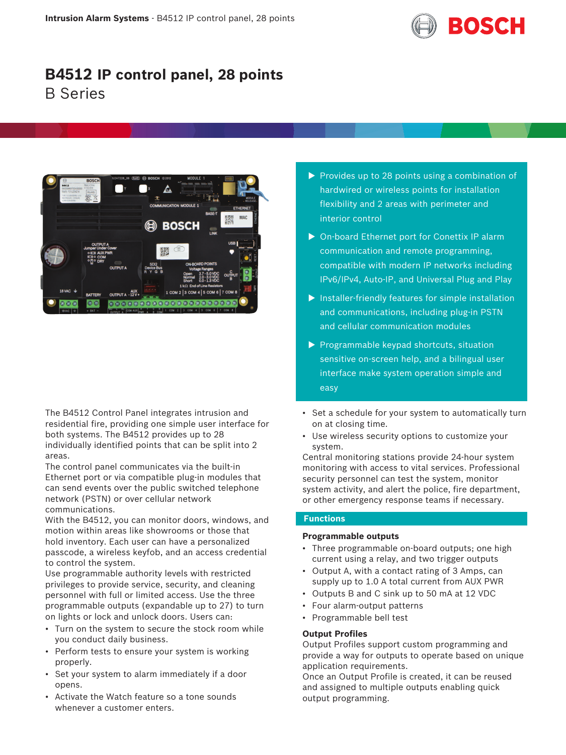# B4512 IP control panel, 28 points

B Series

- Provides up to 28 points using a combination of hardwired or wireless points for installation flexibility and 2 areas with perimeter and interior control
- On-board Ethernet port for Conettix IP alarm communication and remote programming, compatible with modern IP networks including IPv6/IPv4, Auto-IP, and Universal Plug and Play
- Installer-friendly features for simple installation and communications, including plug-in PSTN and cellular communication modules
- Programmable keypad shortcuts, situation sensitive on-screen help, and a bilingual user interface make system operation simple and easy

The B4512 Control Panel integrates intrusion and residential fire, providing one simple user interface for both systems. The B4512 provides up to 28 individually identified points that can be split into 2 areas.

The control panel communicates via the built-in Ethernet port or via compatible plug-in modules that can send events over the public switched telephone network (PSTN) or over cellular network communications.

With the B4512, you can monitor doors, windows, and motion within areas like showrooms or those that hold inventory. Each user can have a personalized passcode, a wireless keyfob, and an access credential to control the system.

Use programmable authority levels with restricted privileges to provide service, security, and cleaning personnel with full or limited access. Use the three programmable outputs (expandable up to 27) to turn on lights or lock and unlock doors. Users can:

- Turn on the system to secure the stock room while you conduct daily business.
- Perform tests to ensure your system is working properly.
- Set your system to alarm immediately if a door opens.
- Activate the Watch feature so a tone sounds whenever a customer enters.
- Set a schedule for your system to automatically turn on at closing time.
- Use wireless security options to customize your system.

Central monitoring stations provide 24-hour system monitoring with access to vital services. Professional security personnel can test the system, monitor system activity, and alert the police, fire department, or other emergency response teams if necessary.

## Functions

### Programmable outputs

- Three programmable on-board outputs; one high current using a relay, and two trigger outputs
- Output A, with a contact rating of 3 Amps, can supply up to 1.0 A total current from AUX PWR
- Outputs B and C sink up to 50 mA at 12 VDC
- Four alarm-output patterns
- Programmable bell test

### Output Profiles

Output Profiles support custom programming and provide a way for outputs to operate based on unique application requirements.

Once an Output Profile is created, it can be reused and assigned to multiple outputs enabling quick output programming.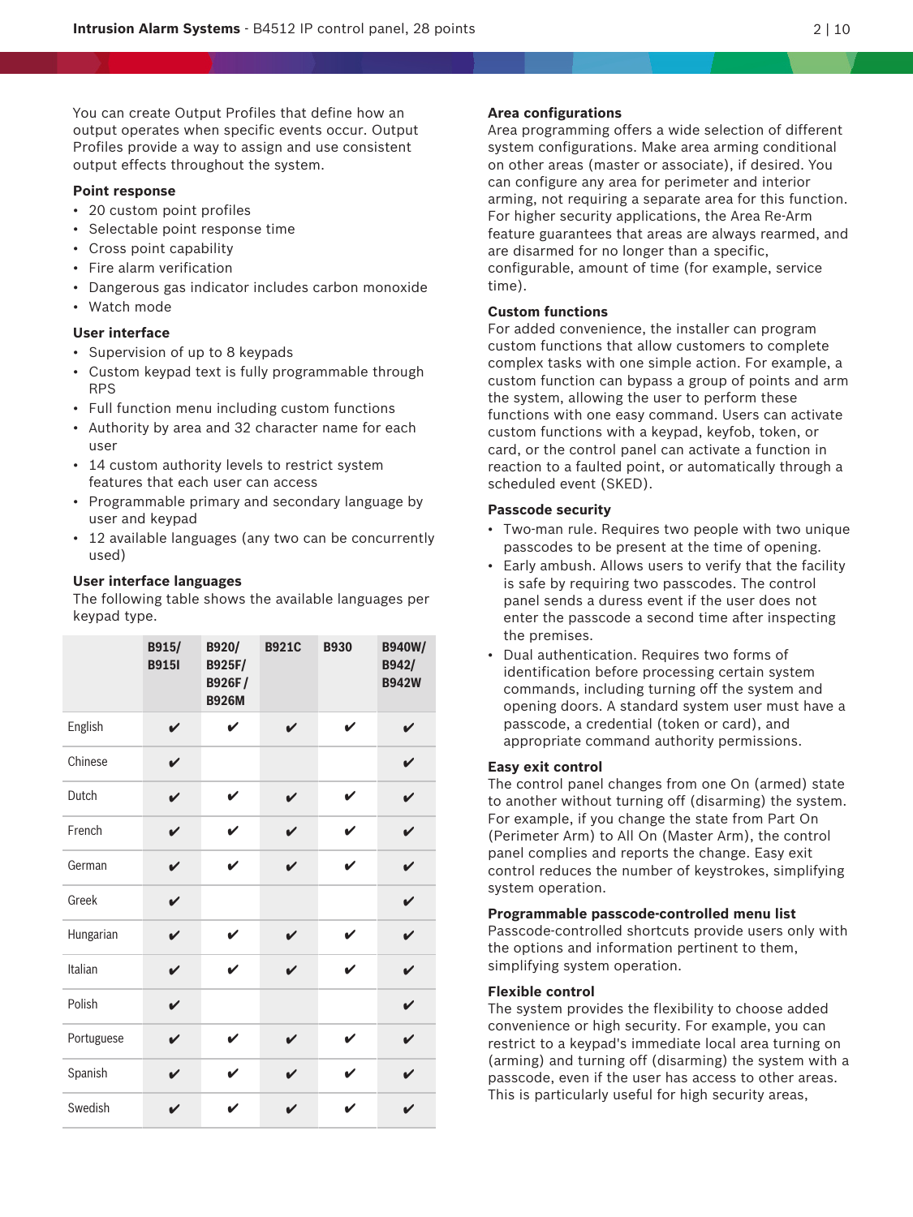You can create Output Profiles that define how an output operates when specific events occur. Output Profiles provide a way to assign and use consistent output effects throughout the system.

### Point response

- 20 custom point profiles
- Selectable point response time
- Cross point capability
- Fire alarm verification
- Dangerous gas indicator includes carbon monoxide
- Watch mode

### User interface

- Supervision of up to 8 keypads
- Custom keypad text is fully programmable through RPS
- Full function menu including custom functions
- Authority by area and 32 character name for each user
- 14 custom authority levels to restrict system features that each user can access
- Programmable primary and secondary language by user and keypad
- 12 available languages (any two can be concurrently used)

### User interface languages

The following table shows the available languages per keypad type.

| | B915/ B915I | B920/ B925F/ B926F / B926M | B921C | B930 | B940W/ B942/ B942W |
|---|---|---|---|---|---|
| English | ✔ | ✔ | ✔ | ✔ | ✔ |
| Chinese | ✔ | | | | ✔ |
| Dutch | ✔ | ✔ | ✔ | ✔ | ✔ |
| French | ✔ | ✔ | ✔ | ✔ | ✔ |
| German | ✔ | ✔ | ✔ | ✔ | ✔ |
| Greek | ✔ | | | | ✔ |
| Hungarian | ✔ | ✔ | ✔ | ✔ | ✔ |
| Italian | ✔ | ✔ | ✔ | ✔ | ✔ |
| Polish | ✔ | | | | ✔ |
| Portuguese | ✔ | ✔ | ✔ | ✔ | ✔ |
| Spanish | ✔ | ✔ | ✔ | ✔ | ✔ |
| Swedish | ✔ | ✔ | ✔ | ✔ | ✔ |

### Area configurations

Area programming offers a wide selection of different system configurations. Make area arming conditional on other areas (master or associate), if desired. You can configure any area for perimeter and interior arming, not requiring a separate area for this function. For higher security applications, the Area Re-Arm feature guarantees that areas are always rearmed, and are disarmed for no longer than a specific, configurable, amount of time (for example, service time).

### Custom functions

For added convenience, the installer can program custom functions that allow customers to complete complex tasks with one simple action. For example, a custom function can bypass a group of points and arm the system, allowing the user to perform these functions with one easy command. Users can activate custom functions with a keypad, keyfob, token, or card, or the control panel can activate a function in reaction to a faulted point, or automatically through a scheduled event (SKED).

### Passcode security

- Two-man rule. Requires two people with two unique passcodes to be present at the time of opening.
- Early ambush. Allows users to verify that the facility is safe by requiring two passcodes. The control panel sends a duress event if the user does not enter the passcode a second time after inspecting the premises.
- Dual authentication. Requires two forms of identification before processing certain system commands, including turning off the system and opening doors. A standard system user must have a passcode, a credential (token or card), and appropriate command authority permissions.

### Easy exit control

The control panel changes from one On (armed) state to another without turning off (disarming) the system. For example, if you change the state from Part On (Perimeter Arm) to All On (Master Arm), the control panel complies and reports the change. Easy exit control reduces the number of keystrokes, simplifying system operation.

### Programmable passcode-controlled menu list

Passcode-controlled shortcuts provide users only with the options and information pertinent to them, simplifying system operation.

### Flexible control

The system provides the flexibility to choose added convenience or high security. For example, you can restrict to a keypad's immediate local area turning on (arming) and turning off (disarming) the system with a passcode, even if the user has access to other areas. This is particularly useful for high security areas,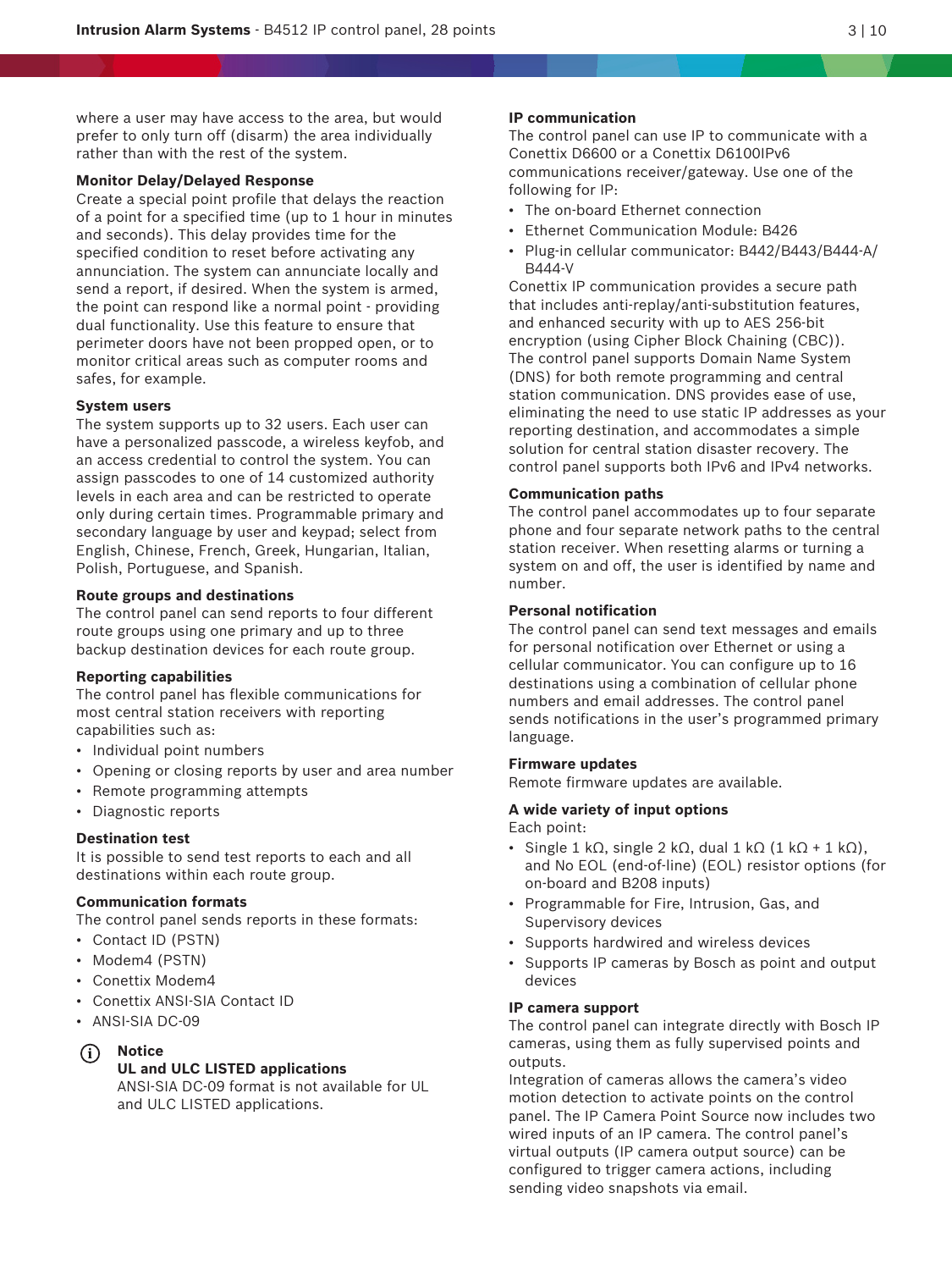where a user may have access to the area, but would prefer to only turn off (disarm) the area individually rather than with the rest of the system.

### Monitor Delay/Delayed Response

Create a special point profile that delays the reaction of a point for a specified time (up to 1 hour in minutes and seconds). This delay provides time for the specified condition to reset before activating any annunciation. The system can annunciate locally and send a report, if desired. When the system is armed, the point can respond like a normal point - providing dual functionality. Use this feature to ensure that perimeter doors have not been propped open, or to monitor critical areas such as computer rooms and safes, for example.

### System users

The system supports up to 32 users. Each user can have a personalized passcode, a wireless keyfob, and an access credential to control the system. You can assign passcodes to one of 14 customized authority levels in each area and can be restricted to operate only during certain times. Programmable primary and secondary language by user and keypad; select from English, Chinese, French, Greek, Hungarian, Italian, Polish, Portuguese, and Spanish.

### Route groups and destinations

The control panel can send reports to four different route groups using one primary and up to three backup destination devices for each route group.

### Reporting capabilities

The control panel has flexible communications for most central station receivers with reporting capabilities such as:

- Individual point numbers
- Opening or closing reports by user and area number
- Remote programming attempts
- Diagnostic reports

### Destination test

It is possible to send test reports to each and all destinations within each route group.

### Communication formats

The control panel sends reports in these formats:

- Contact ID (PSTN)
- Modem4 (PSTN)
- Conettix Modem4
- Conettix ANSI-SIA Contact ID
- ANSI-SIA DC-09

> **Notice**
> **UL and ULC LISTED applications**
> ANSI-SIA DC-09 format is not available for UL and ULC LISTED applications.

### IP communication

The control panel can use IP to communicate with a Conettix D6600 or a Conettix D6100IPv6 communications receiver/gateway. Use one of the following for IP:

- The on-board Ethernet connection
- Ethernet Communication Module: B426
- Plug-in cellular communicator: B442/B443/B444-A/B444-V

Conettix IP communication provides a secure path that includes anti-replay/anti-substitution features, and enhanced security with up to AES 256-bit encryption (using Cipher Block Chaining (CBC)).
The control panel supports Domain Name System (DNS) for both remote programming and central station communication. DNS provides ease of use, eliminating the need to use static IP addresses as your reporting destination, and accommodates a simple solution for central station disaster recovery. The control panel supports both IPv6 and IPv4 networks.

### Communication paths

The control panel accommodates up to four separate phone and four separate network paths to the central station receiver. When resetting alarms or turning a system on and off, the user is identified by name and number.

### Personal notification

The control panel can send text messages and emails for personal notification over Ethernet or using a cellular communicator. You can configure up to 16 destinations using a combination of cellular phone numbers and email addresses. The control panel sends notifications in the user's programmed primary language.

### Firmware updates

Remote firmware updates are available.

### A wide variety of input options

Each point:

- Single 1 kΩ, single 2 kΩ, dual 1 kΩ (1 kΩ + 1 kΩ), and No EOL (end-of-line) (EOL) resistor options (for on-board and B208 inputs)
- Programmable for Fire, Intrusion, Gas, and Supervisory devices
- Supports hardwired and wireless devices
- Supports IP cameras by Bosch as point and output devices

### IP camera support

The control panel can integrate directly with Bosch IP cameras, using them as fully supervised points and outputs.
Integration of cameras allows the camera's video motion detection to activate points on the control panel. The IP Camera Point Source now includes two wired inputs of an IP camera. The control panel's virtual outputs (IP camera output source) can be configured to trigger camera actions, including sending video snapshots via email.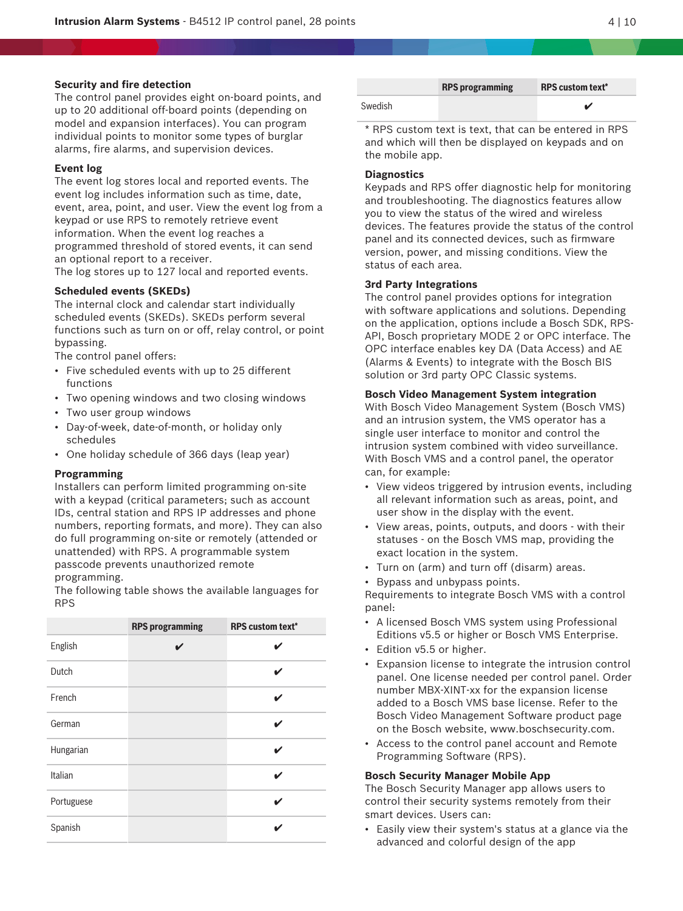### Security and fire detection

The control panel provides eight on-board points, and up to 20 additional off-board points (depending on model and expansion interfaces). You can program individual points to monitor some types of burglar alarms, fire alarms, and supervision devices.

### Event log

The event log stores local and reported events. The event log includes information such as time, date, event, area, point, and user. View the event log from a keypad or use RPS to remotely retrieve event information. When the event log reaches a programmed threshold of stored events, it can send an optional report to a receiver.
The log stores up to 127 local and reported events.

### Scheduled events (SKEDs)

The internal clock and calendar start individually scheduled events (SKEDs). SKEDs perform several functions such as turn on or off, relay control, or point bypassing.
The control panel offers:

- Five scheduled events with up to 25 different functions
- Two opening windows and two closing windows
- Two user group windows
- Day-of-week, date-of-month, or holiday only schedules
- One holiday schedule of 366 days (leap year)

### Programming

Installers can perform limited programming on-site with a keypad (critical parameters; such as account IDs, central station and RPS IP addresses and phone numbers, reporting formats, and more). They can also do full programming on-site or remotely (attended or unattended) with RPS. A programmable system passcode prevents unauthorized remote programming.
The following table shows the available languages for RPS

| | RPS programming | RPS custom text* |
|---|---|---|
| English | ✔ | ✔ |
| Dutch | | ✔ |
| French | | ✔ |
| German | | ✔ |
| Hungarian | | ✔ |
| Italian | | ✔ |
| Portuguese | | ✔ |
| Spanish | | ✔ |
| Swedish | | ✔ |

* RPS custom text is text, that can be entered in RPS and which will then be displayed on keypads and on the mobile app.

### Diagnostics

Keypads and RPS offer diagnostic help for monitoring and troubleshooting. The diagnostics features allow you to view the status of the wired and wireless devices. The features provide the status of the control panel and its connected devices, such as firmware version, power, and missing conditions. View the status of each area.

### 3rd Party Integrations

The control panel provides options for integration with software applications and solutions. Depending on the application, options include a Bosch SDK, RPS-API, Bosch proprietary MODE 2 or OPC interface. The OPC interface enables key DA (Data Access) and AE (Alarms & Events) to integrate with the Bosch BIS solution or 3rd party OPC Classic systems.

### Bosch Video Management System integration

With Bosch Video Management System (Bosch VMS) and an intrusion system, the VMS operator has a single user interface to monitor and control the intrusion system combined with video surveillance. With Bosch VMS and a control panel, the operator can, for example:

- View videos triggered by intrusion events, including all relevant information such as areas, point, and user show in the display with the event.
- View areas, points, outputs, and doors - with their statuses - on the Bosch VMS map, providing the exact location in the system.
- Turn on (arm) and turn off (disarm) areas.
- Bypass and unbypass points.

Requirements to integrate Bosch VMS with a control panel:

- A licensed Bosch VMS system using Professional Editions v5.5 or higher or Bosch VMS Enterprise.
- Edition v5.5 or higher.
- Expansion license to integrate the intrusion control panel. One license needed per control panel. Order number MBX-XINT-xx for the expansion license added to a Bosch VMS base license. Refer to the Bosch Video Management Software product page on the Bosch website, www.boschsecurity.com.
- Access to the control panel account and Remote Programming Software (RPS).

### Bosch Security Manager Mobile App

The Bosch Security Manager app allows users to control their security systems remotely from their smart devices. Users can:

- Easily view their system's status at a glance via the advanced and colorful design of the app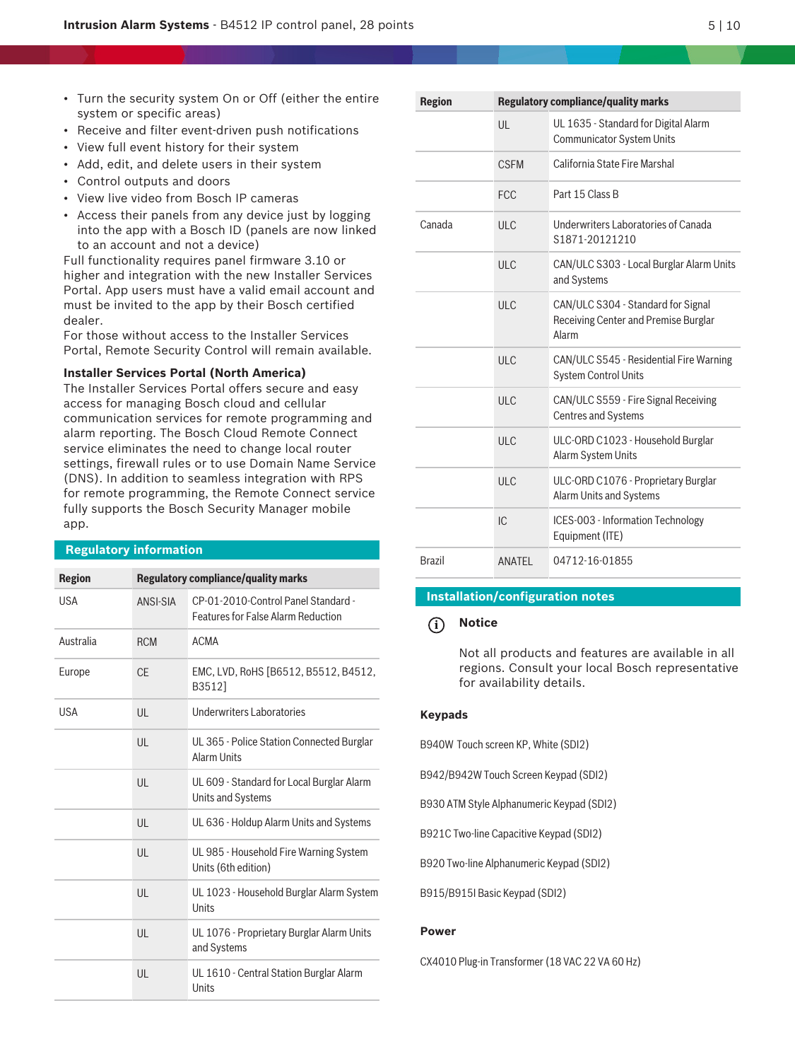- Turn the security system On or Off (either the entire system or specific areas)
- Receive and filter event-driven push notifications
- View full event history for their system
- Add, edit, and delete users in their system
- Control outputs and doors
- View live video from Bosch IP cameras
- Access their panels from any device just by logging into the app with a Bosch ID (panels are now linked to an account and not a device)

Full functionality requires panel firmware 3.10 or higher and integration with the new Installer Services Portal. App users must have a valid email account and must be invited to the app by their Bosch certified dealer.
For those without access to the Installer Services Portal, Remote Security Control will remain available.

**Installer Services Portal (North America)**
The Installer Services Portal offers secure and easy access for managing Bosch cloud and cellular communication services for remote programming and alarm reporting. The Bosch Cloud Remote Connect service eliminates the need to change local router settings, firewall rules or to use Domain Name Service (DNS). In addition to seamless integration with RPS for remote programming, the Remote Connect service fully supports the Bosch Security Manager mobile app.

## Regulatory information

| Region | Regulatory compliance/quality marks | |
|---|---|---|
| USA | ANSI-SIA | CP-01-2010-Control Panel Standard - Features for False Alarm Reduction |
| Australia | RCM | ACMA |
| Europe | CE | EMC, LVD, RoHS [B6512, B5512, B4512, B3512] |
| USA | UL | Underwriters Laboratories |
| | UL | UL 365 - Police Station Connected Burglar Alarm Units |
| | UL | UL 609 - Standard for Local Burglar Alarm Units and Systems |
| | UL | UL 636 - Holdup Alarm Units and Systems |
| | UL | UL 985 - Household Fire Warning System Units (6th edition) |
| | UL | UL 1023 - Household Burglar Alarm System Units |
| | UL | UL 1076 - Proprietary Burglar Alarm Units and Systems |
| | UL | UL 1610 - Central Station Burglar Alarm Units |
| | UL | UL 1635 - Standard for Digital Alarm Communicator System Units |
| | CSFM | California State Fire Marshal |
| | FCC | Part 15 Class B |
| Canada | ULC | Underwriters Laboratories of Canada S1871-20121210 |
| | ULC | CAN/ULC S303 - Local Burglar Alarm Units and Systems |
| | ULC | CAN/ULC S304 - Standard for Signal Receiving Center and Premise Burglar Alarm |
| | ULC | CAN/ULC S545 - Residential Fire Warning System Control Units |
| | ULC | CAN/ULC S559 - Fire Signal Receiving Centres and Systems |
| | ULC | ULC-ORD C1023 - Household Burglar Alarm System Units |
| | ULC | ULC-ORD C1076 - Proprietary Burglar Alarm Units and Systems |
| | IC | ICES-003 - Information Technology Equipment (ITE) |
| Brazil | ANATEL | 04712-16-01855 |

## Installation/configuration notes

**Notice**

Not all products and features are available in all regions. Consult your local Bosch representative for availability details.

**Keypads**

B940W Touch screen KP, White (SDI2)

B942/B942W Touch Screen Keypad (SDI2)

B930 ATM Style Alphanumeric Keypad (SDI2)

B921C Two-line Capacitive Keypad (SDI2)

B920 Two-line Alphanumeric Keypad (SDI2)

B915/B915I Basic Keypad (SDI2)

**Power**

CX4010 Plug-in Transformer (18 VAC 22 VA 60 Hz)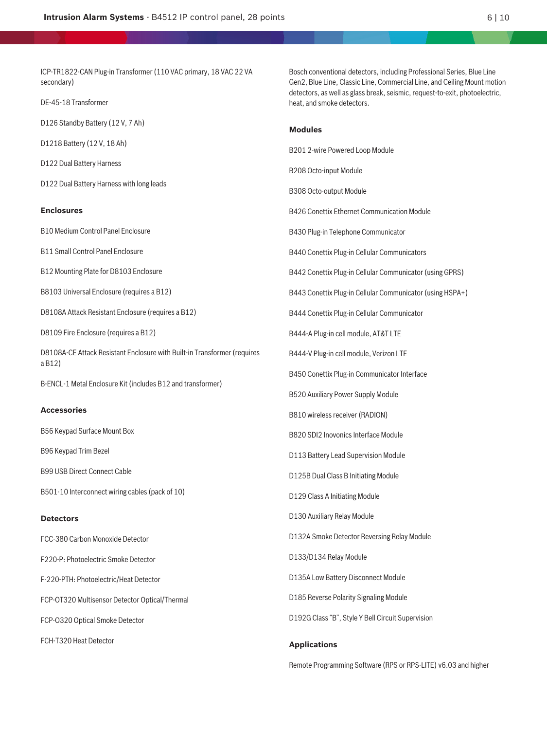ICP-TR1822-CAN Plug-in Transformer (110 VAC primary, 18 VAC 22 VA secondary)

DE-45-18 Transformer

D126 Standby Battery (12 V, 7 Ah)

D1218 Battery (12 V, 18 Ah)

D122 Dual Battery Harness

D122 Dual Battery Harness with long leads

### Enclosures

B10 Medium Control Panel Enclosure

B11 Small Control Panel Enclosure

B12 Mounting Plate for D8103 Enclosure

B8103 Universal Enclosure (requires a B12)

D8108A Attack Resistant Enclosure (requires a B12)

D8109 Fire Enclosure (requires a B12)

D8108A-CE Attack Resistant Enclosure with Built-in Transformer (requires a B12)

B-ENCL-1 Metal Enclosure Kit (includes B12 and transformer)

### Accessories

B56 Keypad Surface Mount Box

B96 Keypad Trim Bezel

B99 USB Direct Connect Cable

B501-10 Interconnect wiring cables (pack of 10)

### Detectors

FCC-380 Carbon Monoxide Detector

F220-P: Photoelectric Smoke Detector

F-220-PTH: Photoelectric/Heat Detector

FCP-OT320 Multisensor Detector Optical/Thermal

FCP-O320 Optical Smoke Detector

FCH-T320 Heat Detector

Bosch conventional detectors, including Professional Series, Blue Line Gen2, Blue Line, Classic Line, Commercial Line, and Ceiling Mount motion detectors, as well as glass break, seismic, request-to-exit, photoelectric, heat, and smoke detectors.

### Modules

B201 2-wire Powered Loop Module

B208 Octo-input Module

B308 Octo-output Module

B426 Conettix Ethernet Communication Module

B430 Plug-in Telephone Communicator

B440 Conettix Plug-in Cellular Communicators

B442 Conettix Plug-in Cellular Communicator (using GPRS)

B443 Conettix Plug-in Cellular Communicator (using HSPA+)

B444 Conettix Plug-in Cellular Communicator

B444-A Plug-in cell module, AT&T LTE

B444-V Plug-in cell module, Verizon LTE

B450 Conettix Plug-in Communicator Interface

B520 Auxiliary Power Supply Module

B810 wireless receiver (RADION)

B820 SDI2 Inovonics Interface Module

D113 Battery Lead Supervision Module

D125B Dual Class B Initiating Module

D129 Class A Initiating Module

D130 Auxiliary Relay Module

D132A Smoke Detector Reversing Relay Module

D133/D134 Relay Module

D135A Low Battery Disconnect Module

D185 Reverse Polarity Signaling Module

D192G Class "B", Style Y Bell Circuit Supervision

### Applications

Remote Programming Software (RPS or RPS-LITE) v6.03 and higher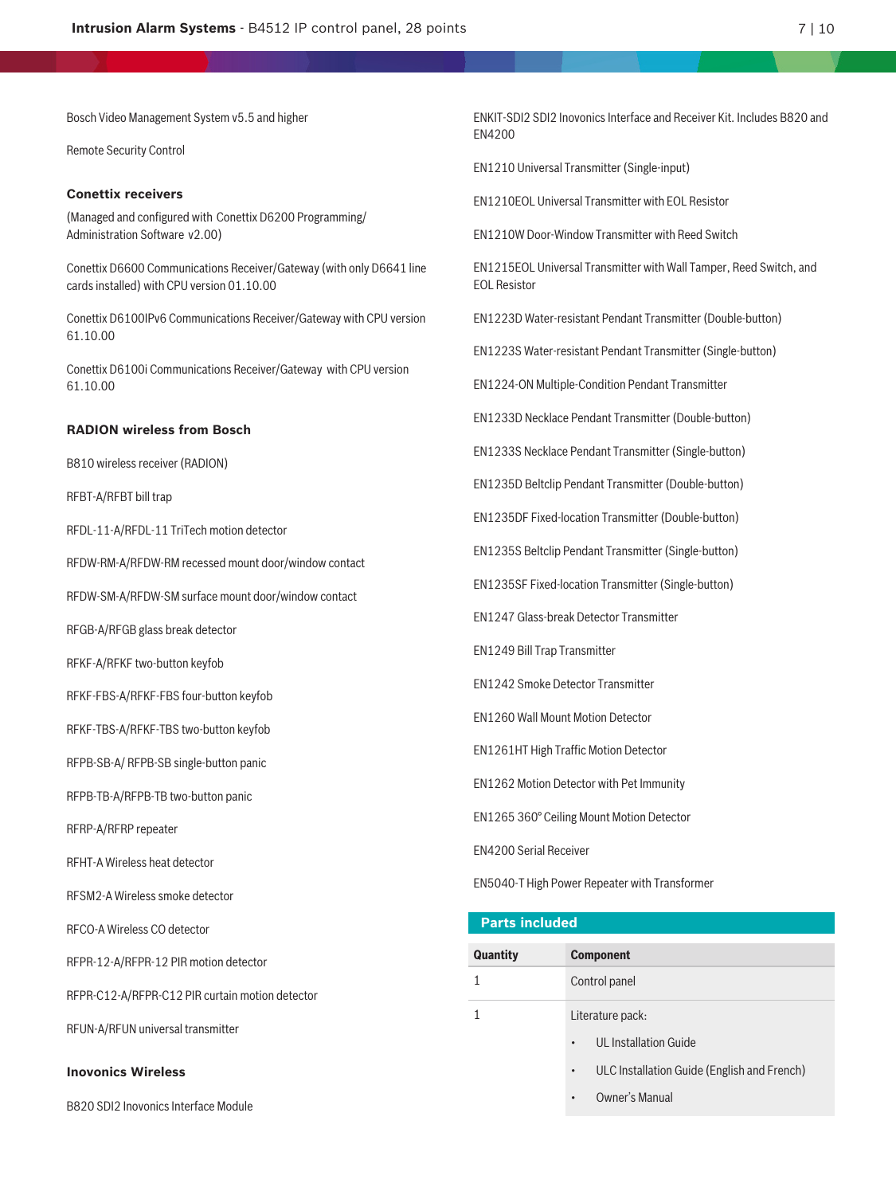Bosch Video Management System v5.5 and higher

Remote Security Control

### Conettix receivers

(Managed and configured with Conettix D6200 Programming/ Administration Software v2.00)

Conettix D6600 Communications Receiver/Gateway (with only D6641 line cards installed) with CPU version 01.10.00

Conettix D6100IPv6 Communications Receiver/Gateway with CPU version 61.10.00

Conettix D6100i Communications Receiver/Gateway with CPU version 61.10.00

### RADION wireless from Bosch

B810 wireless receiver (RADION)

RFBT-A/RFBT bill trap

RFDL-11-A/RFDL-11 TriTech motion detector

RFDW-RM-A/RFDW-RM recessed mount door/window contact

RFDW-SM-A/RFDW-SM surface mount door/window contact

RFGB-A/RFGB glass break detector

RFKF-A/RFKF two-button keyfob

RFKF-FBS-A/RFKF-FBS four-button keyfob

RFKF-TBS-A/RFKF-TBS two-button keyfob

RFPB-SB-A/ RFPB-SB single-button panic

RFPB-TB-A/RFPB-TB two-button panic

RFRP-A/RFRP repeater

RFHT-A Wireless heat detector

RFSM2-A Wireless smoke detector

RFCO-A Wireless CO detector

RFPR-12-A/RFPR-12 PIR motion detector

RFPR-C12-A/RFPR-C12 PIR curtain motion detector

RFUN-A/RFUN universal transmitter

### Inovonics Wireless

B820 SDI2 Inovonics Interface Module

ENKIT-SDI2 SDI2 Inovonics Interface and Receiver Kit. Includes B820 and EN4200

EN1210 Universal Transmitter (Single-input)

EN1210EOL Universal Transmitter with EOL Resistor

EN1210W Door-Window Transmitter with Reed Switch

EN1215EOL Universal Transmitter with Wall Tamper, Reed Switch, and EOL Resistor

EN1223D Water-resistant Pendant Transmitter (Double-button)

EN1223S Water-resistant Pendant Transmitter (Single-button)

EN1224-ON Multiple-Condition Pendant Transmitter

EN1233D Necklace Pendant Transmitter (Double-button)

EN1233S Necklace Pendant Transmitter (Single-button)

EN1235D Beltclip Pendant Transmitter (Double-button)

EN1235DF Fixed-location Transmitter (Double-button)

EN1235S Beltclip Pendant Transmitter (Single-button)

EN1235SF Fixed-location Transmitter (Single-button)

EN1247 Glass-break Detector Transmitter

EN1249 Bill Trap Transmitter

EN1242 Smoke Detector Transmitter

EN1260 Wall Mount Motion Detector

EN1261HT High Traffic Motion Detector

EN1262 Motion Detector with Pet Immunity

EN1265 360° Ceiling Mount Motion Detector

EN4200 Serial Receiver

EN5040-T High Power Repeater with Transformer

## Parts included

| Quantity | Component |
| --- | --- |
| 1 | Control panel |
| 1 | Literature pack:<br>• UL Installation Guide<br>• ULC Installation Guide (English and French)<br>• Owner's Manual |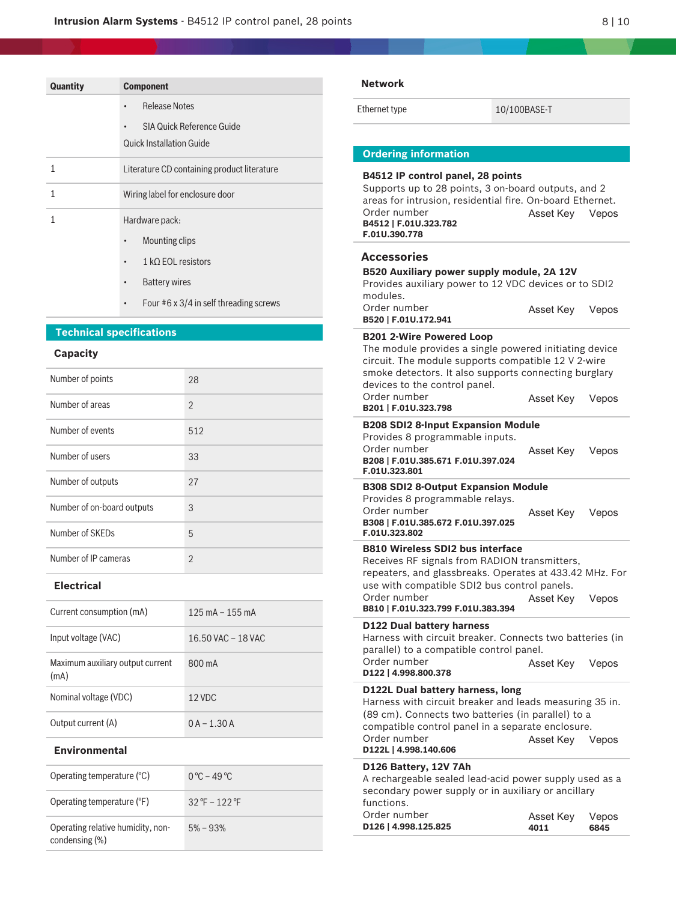| Quantity | Component |
| --- | --- |
| | • Release Notes<br>• SIA Quick Reference Guide<br>Quick Installation Guide |
| 1 | Literature CD containing product literature |
| 1 | Wiring label for enclosure door |
| 1 | Hardware pack:<br>• Mounting clips<br>• 1 kΩ EOL resistors<br>• Battery wires<br>• Four #6 x 3/4 in self threading screws |

## Technical specifications

### Capacity

| | |
| --- | --- |
| Number of points | 28 |
| Number of areas | 2 |
| Number of events | 512 |
| Number of users | 33 |
| Number of outputs | 27 |
| Number of on-board outputs | 3 |
| Number of SKEDs | 5 |
| Number of IP cameras | 2 |

### Electrical

| | |
| --- | --- |
| Current consumption (mA) | 125 mA – 155 mA |
| Input voltage (VAC) | 16.50 VAC – 18 VAC |
| Maximum auxiliary output current (mA) | 800 mA |
| Nominal voltage (VDC) | 12 VDC |
| Output current (A) | 0 A – 1.30 A |

### Environmental

| | |
| --- | --- |
| Operating temperature (°C) | 0 °C – 49 °C |
| Operating temperature (°F) | 32 °F – 122 °F |
| Operating relative humidity, non-condensing (%) | 5% – 93% |

### Network

| | |
| --- | --- |
| Ethernet type | 10/100BASE-T |

## Ordering information

**B4512 IP control panel, 28 points**
Supports up to 28 points, 3 on-board outputs, and 2 areas for intrusion, residential fire. On-board Ethernet.
Order number Asset Key Vepos
**B4512 | F.01U.323.782**
**F.01U.390.778**

### Accessories

**B520 Auxiliary power supply module, 2A 12V**
Provides auxiliary power to 12 VDC devices or to SDI2 modules.
Order number Asset Key Vepos
**B520 | F.01U.172.941**

**B201 2-Wire Powered Loop**
The module provides a single powered initiating device circuit. The module supports compatible 12 V 2-wire smoke detectors. It also supports connecting burglary devices to the control panel.
Order number Asset Key Vepos
**B201 | F.01U.323.798**

**B208 SDI2 8-Input Expansion Module**
Provides 8 programmable inputs.
Order number Asset Key Vepos
**B208 | F.01U.385.671 F.01U.397.024**
**F.01U.323.801**

**B308 SDI2 8-Output Expansion Module**
Provides 8 programmable relays.
Order number Asset Key Vepos
**B308 | F.01U.385.672 F.01U.397.025**
**F.01U.323.802**

**B810 Wireless SDI2 bus interface**
Receives RF signals from RADION transmitters, repeaters, and glassbreaks. Operates at 433.42 MHz. For use with compatible SDI2 bus control panels.
Order number Asset Key Vepos
**B810 | F.01U.323.799 F.01U.383.394**

**D122 Dual battery harness**
Harness with circuit breaker. Connects two batteries (in parallel) to a compatible control panel.
Order number Asset Key Vepos
**D122 | 4.998.800.378**

**D122L Dual battery harness, long**
Harness with circuit breaker and leads measuring 35 in. (89 cm). Connects two batteries (in parallel) to a compatible control panel in a separate enclosure.
Order number Asset Key Vepos
**D122L | 4.998.140.606**

**D126 Battery, 12V 7Ah**
A rechargeable sealed lead-acid power supply used as a secondary power supply or in auxiliary or ancillary functions.
Order number Asset Key Vepos
**D126 | 4.998.125.825** **4011** **6845**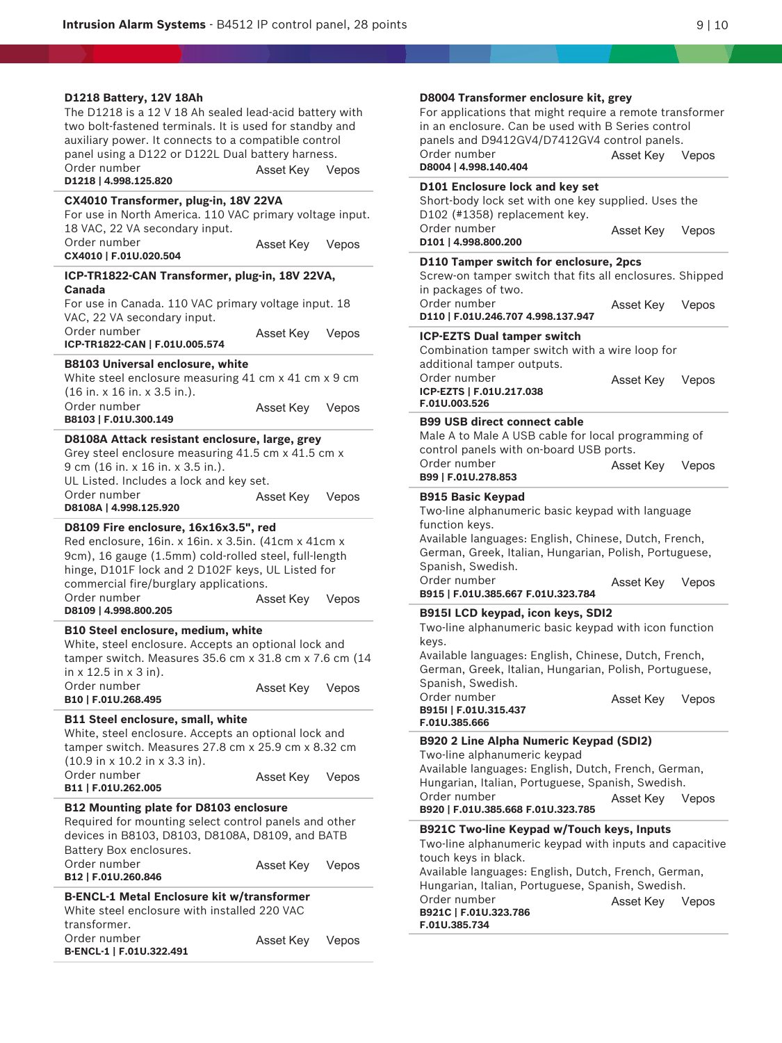**D1218 Battery, 12V 18Ah**

The D1218 is a 12 V 18 Ah sealed lead-acid battery with two bolt-fastened terminals. It is used for standby and auxiliary power. It connects to a compatible control panel using a D122 or D122L Dual battery harness.

Order number | Asset Key | Vepos

**D1218 | 4.998.125.820**

**CX4010 Transformer, plug-in, 18V 22VA**

For use in North America. 110 VAC primary voltage input. 18 VAC, 22 VA secondary input.

Order number | Asset Key | Vepos

**CX4010 | F.01U.020.504**

**ICP-TR1822-CAN Transformer, plug-in, 18V 22VA, Canada**

For use in Canada. 110 VAC primary voltage input. 18 VAC, 22 VA secondary input.

Order number | Asset Key | Vepos

**ICP-TR1822-CAN | F.01U.005.574**

**B8103 Universal enclosure, white**

White steel enclosure measuring 41 cm x 41 cm x 9 cm (16 in. x 16 in. x 3.5 in.).

Order number | Asset Key | Vepos

**B8103 | F.01U.300.149**

**D8108A Attack resistant enclosure, large, grey**

Grey steel enclosure measuring 41.5 cm x 41.5 cm x 9 cm (16 in. x 16 in. x 3.5 in.).
UL Listed. Includes a lock and key set.

Order number | Asset Key | Vepos

**D8108A | 4.998.125.920**

**D8109 Fire enclosure, 16x16x3.5", red**

Red enclosure, 16in. x 16in. x 3.5in. (41cm x 41cm x 9cm), 16 gauge (1.5mm) cold-rolled steel, full-length hinge, D101F lock and 2 D102F keys, UL Listed for commercial fire/burglary applications.

Order number | Asset Key | Vepos

**D8109 | 4.998.800.205**

**B10 Steel enclosure, medium, white**

White, steel enclosure. Accepts an optional lock and tamper switch. Measures 35.6 cm x 31.8 cm x 7.6 cm (14 in x 12.5 in x 3 in).

Order number | Asset Key | Vepos

**B10 | F.01U.268.495**

**B11 Steel enclosure, small, white**

White, steel enclosure. Accepts an optional lock and tamper switch. Measures 27.8 cm x 25.9 cm x 8.32 cm (10.9 in x 10.2 in x 3.3 in).

Order number | Asset Key | Vepos

**B11 | F.01U.262.005**

**B12 Mounting plate for D8103 enclosure**

Required for mounting select control panels and other devices in B8103, D8103, D8108A, D8109, and BATB Battery Box enclosures.

Order number | Asset Key | Vepos

**B12 | F.01U.260.846**

**B-ENCL-1 Metal Enclosure kit w/transformer**

White steel enclosure with installed 220 VAC transformer.

Order number | Asset Key | Vepos

**B-ENCL-1 | F.01U.322.491**

**D8004 Transformer enclosure kit, grey**

For applications that might require a remote transformer in an enclosure. Can be used with B Series control panels and D9412GV4/D7412GV4 control panels.

Order number | Asset Key | Vepos

**D8004 | 4.998.140.404**

**D101 Enclosure lock and key set**

Short-body lock set with one key supplied. Uses the D102 (#1358) replacement key.

Order number | Asset Key | Vepos

**D101 | 4.998.800.200**

**D110 Tamper switch for enclosure, 2pcs**

Screw-on tamper switch that fits all enclosures. Shipped in packages of two.

Order number | Asset Key | Vepos

**D110 | F.01U.246.707 4.998.137.947**

**ICP-EZTS Dual tamper switch**

Combination tamper switch with a wire loop for additional tamper outputs.

Order number | Asset Key | Vepos

**ICP-EZTS | F.01U.217.038 F.01U.003.526**

**B99 USB direct connect cable**

Male A to Male A USB cable for local programming of control panels with on-board USB ports.

Order number | Asset Key | Vepos

**B99 | F.01U.278.853**

**B915 Basic Keypad**

Two-line alphanumeric basic keypad with language function keys.
Available languages: English, Chinese, Dutch, French, German, Greek, Italian, Hungarian, Polish, Portuguese, Spanish, Swedish.

Order number | Asset Key | Vepos

**B915 | F.01U.385.667 F.01U.323.784**

**B915I LCD keypad, icon keys, SDI2**

Two-line alphanumeric basic keypad with icon function keys.
Available languages: English, Chinese, Dutch, French, German, Greek, Italian, Hungarian, Polish, Portuguese, Spanish, Swedish.

Order number | Asset Key | Vepos

**B915I | F.01U.315.437 F.01U.385.666**

**B920 2 Line Alpha Numeric Keypad (SDI2)**

Two-line alphanumeric keypad
Available languages: English, Dutch, French, German, Hungarian, Italian, Portuguese, Spanish, Swedish.

Order number | Asset Key | Vepos

**B920 | F.01U.385.668 F.01U.323.785**

**B921C Two-line Keypad w/Touch keys, Inputs**

Two-line alphanumeric keypad with inputs and capacitive touch keys in black.
Available languages: English, Dutch, French, German, Hungarian, Italian, Portuguese, Spanish, Swedish.

Order number | Asset Key | Vepos

**B921C | F.01U.323.786 F.01U.385.734**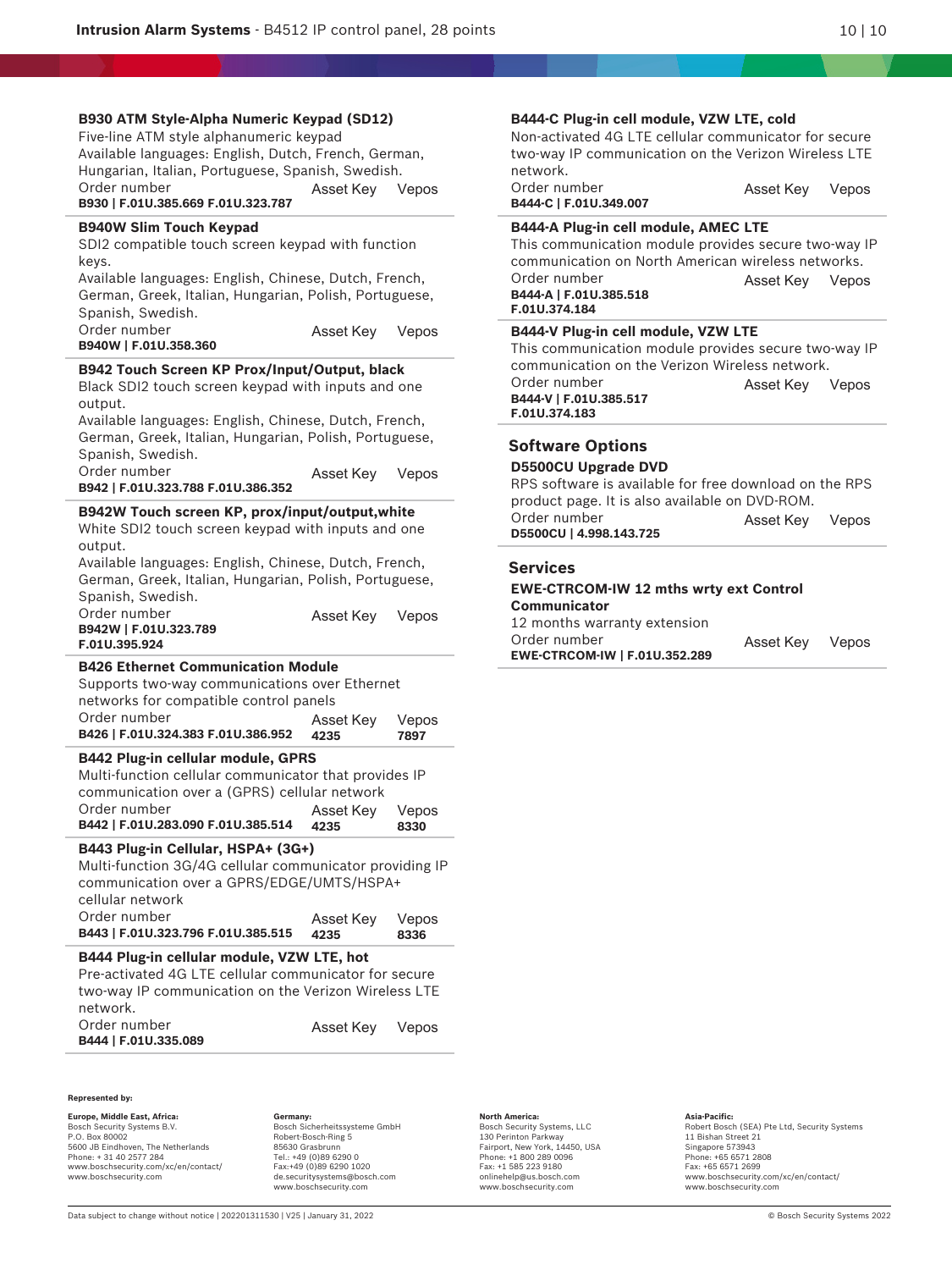**B930 ATM Style-Alpha Numeric Keypad (SD12)**

Five-line ATM style alphanumeric keypad

Available languages: English, Dutch, French, German, Hungarian, Italian, Portuguese, Spanish, Swedish.

| Order number | Asset Key | Vepos |
|---|---|---|
| **B930 \| F.01U.385.669 F.01U.323.787** | | |

**B940W Slim Touch Keypad**

SDI2 compatible touch screen keypad with function keys.

Available languages: English, Chinese, Dutch, French, German, Greek, Italian, Hungarian, Polish, Portuguese, Spanish, Swedish.

| Order number | Asset Key | Vepos |
|---|---|---|
| **B940W \| F.01U.358.360** | | |

**B942 Touch Screen KP Prox/Input/Output, black**

Black SDI2 touch screen keypad with inputs and one output.

Available languages: English, Chinese, Dutch, French, German, Greek, Italian, Hungarian, Polish, Portuguese, Spanish, Swedish.

| Order number | Asset Key | Vepos |
|---|---|---|
| **B942 \| F.01U.323.788 F.01U.386.352** | | |

**B942W Touch screen KP, prox/input/output,white**

White SDI2 touch screen keypad with inputs and one output.

Available languages: English, Chinese, Dutch, French, German, Greek, Italian, Hungarian, Polish, Portuguese, Spanish, Swedish.

| Order number | Asset Key | Vepos |
|---|---|---|
| **B942W \| F.01U.323.789 F.01U.395.924** | | |

**B426 Ethernet Communication Module**

Supports two-way communications over Ethernet networks for compatible control panels

| Order number | Asset Key | Vepos |
|---|---|---|
| **B426 \| F.01U.324.383 F.01U.386.952** | **4235** | **7897** |

**B442 Plug-in cellular module, GPRS**

Multi-function cellular communicator that provides IP communication over a (GPRS) cellular network

| Order number | Asset Key | Vepos |
|---|---|---|
| **B442 \| F.01U.283.090 F.01U.385.514** | **4235** | **8330** |

**B443 Plug-in Cellular, HSPA+ (3G+)**

Multi-function 3G/4G cellular communicator providing IP communication over a GPRS/EDGE/UMTS/HSPA+ cellular network

| Order number | Asset Key | Vepos |
|---|---|---|
| **B443 \| F.01U.323.796 F.01U.385.515** | **4235** | **8336** |

**B444 Plug-in cellular module, VZW LTE, hot**

Pre-activated 4G LTE cellular communicator for secure two-way IP communication on the Verizon Wireless LTE network.

| Order number | Asset Key | Vepos |
|---|---|---|
| **B444 \| F.01U.335.089** | | |

**B444-C Plug-in cell module, VZW LTE, cold**

Non-activated 4G LTE cellular communicator for secure two-way IP communication on the Verizon Wireless LTE network.

| Order number | Asset Key | Vepos |
|---|---|---|
| **B444-C \| F.01U.349.007** | | |

**B444-A Plug-in cell module, AMEC LTE**

This communication module provides secure two-way IP communication on North American wireless networks.

| Order number | Asset Key | Vepos |
|---|---|---|
| **B444-A \| F.01U.385.518 F.01U.374.184** | | |

**B444-V Plug-in cell module, VZW LTE**

This communication module provides secure two-way IP communication on the Verizon Wireless network.

| Order number | Asset Key | Vepos |
|---|---|---|
| **B444-V \| F.01U.385.517 F.01U.374.183** | | |

## Software Options

**D5500CU Upgrade DVD**

RPS software is available for free download on the RPS product page. It is also available on DVD-ROM.

| Order number | Asset Key | Vepos |
|---|---|---|
| **D5500CU \| 4.998.143.725** | | |

## Services

**EWE-CTRCOM-IW 12 mths wrty ext Control Communicator**

12 months warranty extension

| Order number | Asset Key | Vepos |
|---|---|---|
| **EWE-CTRCOM-IW \| F.01U.352.289** | | |

**Represented by:**

**Europe, Middle East, Africa:**
Bosch Security Systems B.V.
P.O. Box 80002
5600 JB Eindhoven, The Netherlands
Phone: + 31 40 2577 284
www.boschsecurity.com/xc/en/contact/
www.boschsecurity.com

**Germany:**
Bosch Sicherheitssysteme GmbH
Robert-Bosch-Ring 5
85630 Grasbrunn
Tel.: +49 (0)89 6290 0
Fax:+49 (0)89 6290 1020
de.securitysystems@bosch.com
www.boschsecurity.com

**North America:**
Bosch Security Systems, LLC
130 Perinton Parkway
Fairport, New York, 14450, USA
Phone: +1 800 289 0096
Fax: +1 585 223 9180
onlinehelp@us.bosch.com
www.boschsecurity.com

**Asia-Pacific:**
Robert Bosch (SEA) Pte Ltd, Security Systems
11 Bishan Street 21
Singapore 573943
Phone: +65 6571 2808
Fax: +65 6571 2699
www.boschsecurity.com/xc/en/contact/
www.boschsecurity.com

Data subject to change without notice | 202201311530 | V25 | January 31, 2022

© Bosch Security Systems 2022